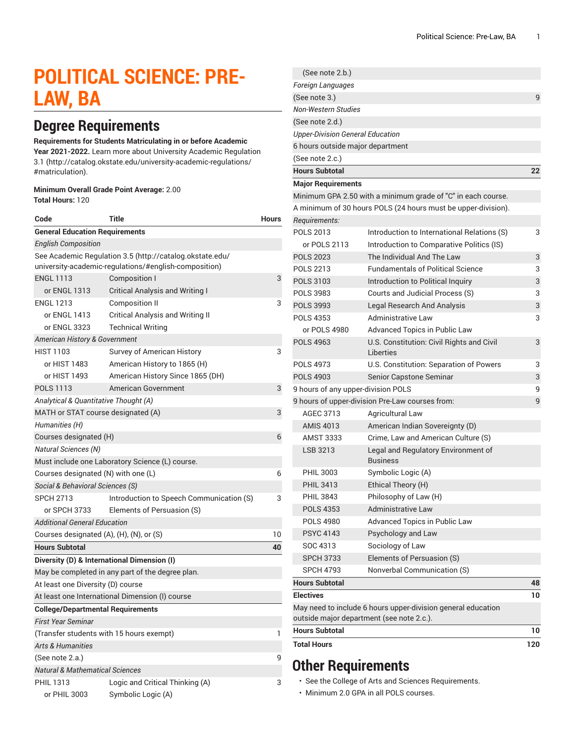# POLITICAL SCIENCE: PRE-LAW, BA

## Degree Requirements

**Requirements for Students Matriculating in or before Academic Year 2021-2022.** Learn more about University Academic Regulation 3.1 (http://catalog.okstate.edu/university-academic-regulations/#matriculation).

**Minimum Overall Grade Point Average:** 2.00
**Total Hours:** 120

| Code | Title | Hours |
|---|---|---|
| **General Education Requirements** | | |
| *English Composition* | | |
| See Academic Regulation 3.5 (http://catalog.okstate.edu/university-academic-regulations/#english-composition) | | |
| ENGL 1113 | Composition I | 3 |
| or ENGL 1313 | Critical Analysis and Writing I | |
| ENGL 1213 | Composition II | 3 |
| or ENGL 1413 | Critical Analysis and Writing II | |
| or ENGL 3323 | Technical Writing | |
| *American History & Government* | | |
| HIST 1103 | Survey of American History | 3 |
| or HIST 1483 | American History to 1865 (H) | |
| or HIST 1493 | American History Since 1865 (DH) | |
| POLS 1113 | American Government | 3 |
| *Analytical & Quantitative Thought (A)* | | |
| MATH or STAT course designated (A) | | 3 |
| *Humanities (H)* | | |
| Courses designated (H) | | 6 |
| *Natural Sciences (N)* | | |
| Must include one Laboratory Science (L) course. | | |
| Courses designated (N) with one (L) | | 6 |
| *Social & Behavioral Sciences (S)* | | |
| SPCH 2713 | Introduction to Speech Communication (S) | 3 |
| or SPCH 3733 | Elements of Persuasion (S) | |
| *Additional General Education* | | |
| Courses designated (A), (H), (N), or (S) | | 10 |
| **Hours Subtotal** | | **40** |
| **Diversity (D) & International Dimension (I)** | | |
| May be completed in any part of the degree plan. | | |
| At least one Diversity (D) course | | |
| At least one International Dimension (I) course | | |
| **College/Departmental Requirements** | | |
| *First Year Seminar* | | |
| (Transfer students with 15 hours exempt) | | 1 |
| *Arts & Humanities* | | |
| (See note 2.a.) | | 9 |
| *Natural & Mathematical Sciences* | | |
| PHIL 1313 | Logic and Critical Thinking (A) | 3 |
| or PHIL 3003 | Symbolic Logic (A) | |
| (See note 2.b.) | | |
| *Foreign Languages* | | |
| (See note 3.) | | 9 |
| *Non-Western Studies* | | |
| (See note 2.d.) | | |
| *Upper-Division General Education* | | |
| 6 hours outside major department | | |
| (See note 2.c.) | | |
| **Hours Subtotal** | | **22** |
| **Major Requirements** | | |
| Minimum GPA 2.50 with a minimum grade of "C" in each course. | | |
| A minimum of 30 hours POLS (24 hours must be upper-division). | | |
| *Requirements:* | | |
| POLS 2013 | Introduction to International Relations (S) | 3 |
| or POLS 2113 | Introduction to Comparative Politics (IS) | |
| POLS 2023 | The Individual And The Law | 3 |
| POLS 2213 | Fundamentals of Political Science | 3 |
| POLS 3103 | Introduction to Political Inquiry | 3 |
| POLS 3983 | Courts and Judicial Process (S) | 3 |
| POLS 3993 | Legal Research And Analysis | 3 |
| POLS 4353 | Administrative Law | 3 |
| or POLS 4980 | Advanced Topics in Public Law | |
| POLS 4963 | U.S. Constitution: Civil Rights and Civil Liberties | 3 |
| POLS 4973 | U.S. Constitution: Separation of Powers | 3 |
| POLS 4903 | Senior Capstone Seminar | 3 |
| 9 hours of any upper-division POLS | | 9 |
| 9 hours of upper-division Pre-Law courses from: | | 9 |
| AGEC 3713 | Agricultural Law | |
| AMIS 4013 | American Indian Sovereignty (D) | |
| AMST 3333 | Crime, Law and American Culture (S) | |
| LSB 3213 | Legal and Regulatory Environment of Business | |
| PHIL 3003 | Symbolic Logic (A) | |
| PHIL 3413 | Ethical Theory (H) | |
| PHIL 3843 | Philosophy of Law (H) | |
| POLS 4353 | Administrative Law | |
| POLS 4980 | Advanced Topics in Public Law | |
| PSYC 4143 | Psychology and Law | |
| SOC 4313 | Sociology of Law | |
| SPCH 3733 | Elements of Persuasion (S) | |
| SPCH 4793 | Nonverbal Communication (S) | |
| **Hours Subtotal** | | **48** |
| **Electives** | | **10** |
| May need to include 6 hours upper-division general education outside major department (see note 2.c.). | | |
| **Hours Subtotal** | | **10** |
| **Total Hours** | | **120** |

## Other Requirements

- See the College of Arts and Sciences Requirements.
- Minimum 2.0 GPA in all POLS courses.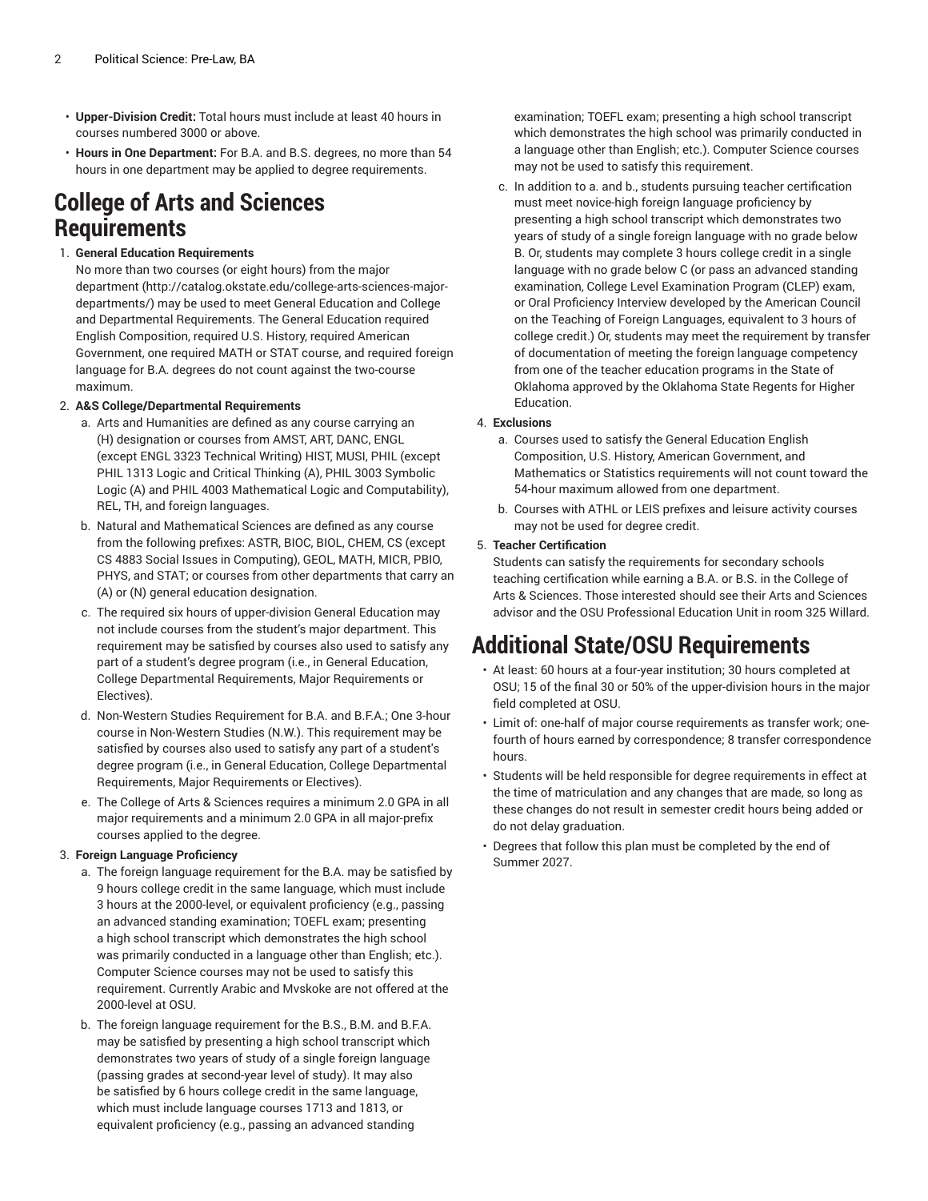- **Upper-Division Credit:** Total hours must include at least 40 hours in courses numbered 3000 or above.
- **Hours in One Department:** For B.A. and B.S. degrees, no more than 54 hours in one department may be applied to degree requirements.

## College of Arts and Sciences Requirements

1. **General Education Requirements**
   No more than two courses (or eight hours) from the major department (http://catalog.okstate.edu/college-arts-sciences-major-departments/) may be used to meet General Education and College and Departmental Requirements. The General Education required English Composition, required U.S. History, required American Government, one required MATH or STAT course, and required foreign language for B.A. degrees do not count against the two-course maximum.
2. **A&S College/Departmental Requirements**
   a. Arts and Humanities are defined as any course carrying an (H) designation or courses from AMST, ART, DANC, ENGL (except ENGL 3323 Technical Writing) HIST, MUSI, PHIL (except PHIL 1313 Logic and Critical Thinking (A), PHIL 3003 Symbolic Logic (A) and PHIL 4003 Mathematical Logic and Computability), REL, TH, and foreign languages.
   b. Natural and Mathematical Sciences are defined as any course from the following prefixes: ASTR, BIOC, BIOL, CHEM, CS (except CS 4883 Social Issues in Computing), GEOL, MATH, MICR, PBIO, PHYS, and STAT; or courses from other departments that carry an (A) or (N) general education designation.
   c. The required six hours of upper-division General Education may not include courses from the student's major department. This requirement may be satisfied by courses also used to satisfy any part of a student's degree program (i.e., in General Education, College Departmental Requirements, Major Requirements or Electives).
   d. Non-Western Studies Requirement for B.A. and B.F.A.; One 3-hour course in Non-Western Studies (N.W.). This requirement may be satisfied by courses also used to satisfy any part of a student's degree program (i.e., in General Education, College Departmental Requirements, Major Requirements or Electives).
   e. The College of Arts & Sciences requires a minimum 2.0 GPA in all major requirements and a minimum 2.0 GPA in all major-prefix courses applied to the degree.
3. **Foreign Language Proficiency**
   a. The foreign language requirement for the B.A. may be satisfied by 9 hours college credit in the same language, which must include 3 hours at the 2000-level, or equivalent proficiency (e.g., passing an advanced standing examination; TOEFL exam; presenting a high school transcript which demonstrates the high school was primarily conducted in a language other than English; etc.). Computer Science courses may not be used to satisfy this requirement. Currently Arabic and Mvskoke are not offered at the 2000-level at OSU.
   b. The foreign language requirement for the B.S., B.M. and B.F.A. may be satisfied by presenting a high school transcript which demonstrates two years of study of a single foreign language (passing grades at second-year level of study). It may also be satisfied by 6 hours college credit in the same language, which must include language courses 1713 and 1813, or equivalent proficiency (e.g., passing an advanced standing examination; TOEFL exam; presenting a high school transcript which demonstrates the high school was primarily conducted in a language other than English; etc.). Computer Science courses may not be used to satisfy this requirement.
   c. In addition to a. and b., students pursuing teacher certification must meet novice-high foreign language proficiency by presenting a high school transcript which demonstrates two years of study of a single foreign language with no grade below B. Or, students may complete 3 hours college credit in a single language with no grade below C (or pass an advanced standing examination, College Level Examination Program (CLEP) exam, or Oral Proficiency Interview developed by the American Council on the Teaching of Foreign Languages, equivalent to 3 hours of college credit.) Or, students may meet the requirement by transfer of documentation of meeting the foreign language competency from one of the teacher education programs in the State of Oklahoma approved by the Oklahoma State Regents for Higher Education.
4. **Exclusions**
   a. Courses used to satisfy the General Education English Composition, U.S. History, American Government, and Mathematics or Statistics requirements will not count toward the 54-hour maximum allowed from one department.
   b. Courses with ATHL or LEIS prefixes and leisure activity courses may not be used for degree credit.
5. **Teacher Certification**
   Students can satisfy the requirements for secondary schools teaching certification while earning a B.A. or B.S. in the College of Arts & Sciences. Those interested should see their Arts and Sciences advisor and the OSU Professional Education Unit in room 325 Willard.

## Additional State/OSU Requirements

- At least: 60 hours at a four-year institution; 30 hours completed at OSU; 15 of the final 30 or 50% of the upper-division hours in the major field completed at OSU.
- Limit of: one-half of major course requirements as transfer work; one-fourth of hours earned by correspondence; 8 transfer correspondence hours.
- Students will be held responsible for degree requirements in effect at the time of matriculation and any changes that are made, so long as these changes do not result in semester credit hours being added or do not delay graduation.
- Degrees that follow this plan must be completed by the end of Summer 2027.